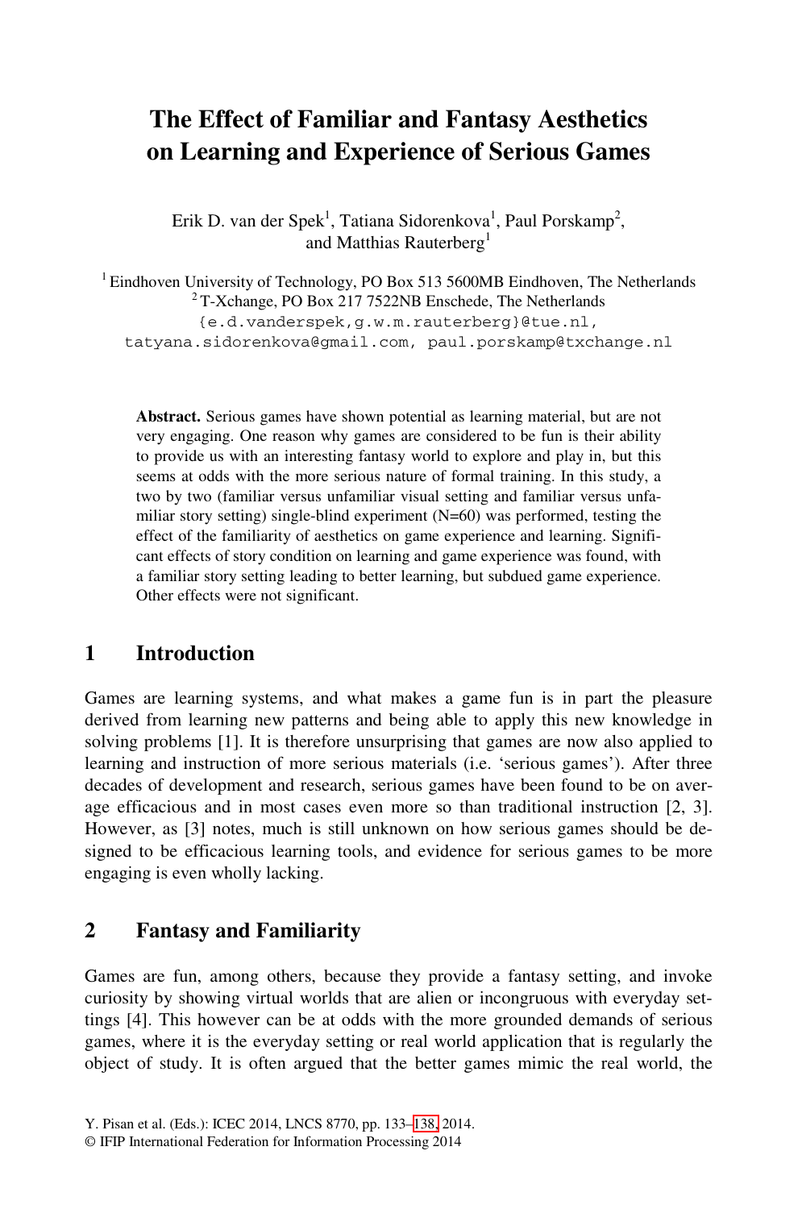# The Effect of Familiar and Fantasy Aesthetics on Learning and Experience of Serious Games

Erik D. van der Spek[1], Tatiana Sidorenkova[1], Paul Porskamp[2], and Matthias Rauterberg[1]

[1] Eindhoven University of Technology, PO Box 513 5600MB Eindhoven, The Netherlands
[2] T-Xchange, PO Box 217 7522NB Enschede, The Netherlands
{e.d.vanderspek,g.w.m.rauterberg}@tue.nl, tatyana.sidorenkova@gmail.com, paul.porskamp@txchange.nl

**Abstract.** Serious games have shown potential as learning material, but are not very engaging. One reason why games are considered to be fun is their ability to provide us with an interesting fantasy world to explore and play in, but this seems at odds with the more serious nature of formal training. In this study, a two by two (familiar versus unfamiliar visual setting and familiar versus unfamiliar story setting) single-blind experiment (N=60) was performed, testing the effect of the familiarity of aesthetics on game experience and learning. Significant effects of story condition on learning and game experience was found, with a familiar story setting leading to better learning, but subdued game experience. Other effects were not significant.

## 1 Introduction

Games are learning systems, and what makes a game fun is in part the pleasure derived from learning new patterns and being able to apply this new knowledge in solving problems [1]. It is therefore unsurprising that games are now also applied to learning and instruction of more serious materials (i.e. 'serious games'). After three decades of development and research, serious games have been found to be on average efficacious and in most cases even more so than traditional instruction [2, 3]. However, as [3] notes, much is still unknown on how serious games should be designed to be efficacious learning tools, and evidence for serious games to be more engaging is even wholly lacking.

## 2 Fantasy and Familiarity

Games are fun, among others, because they provide a fantasy setting, and invoke curiosity by showing virtual worlds that are alien or incongruous with everyday settings [4]. This however can be at odds with the more grounded demands of serious games, where it is the everyday setting or real world application that is regularly the object of study. It is often argued that the better games mimic the real world, the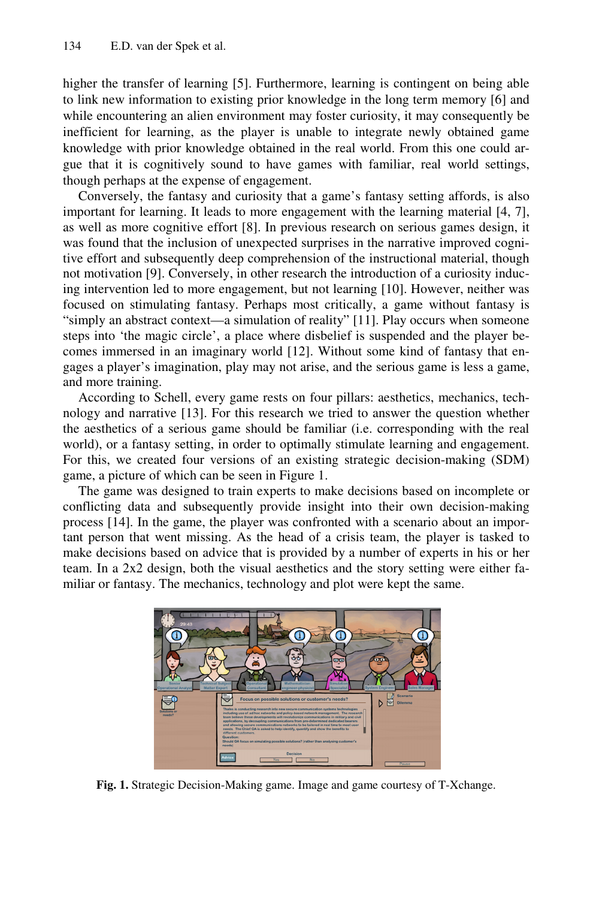higher the transfer of learning [5]. Furthermore, learning is contingent on being able to link new information to existing prior knowledge in the long term memory [6] and while encountering an alien environment may foster curiosity, it may consequently be inefficient for learning, as the player is unable to integrate newly obtained game knowledge with prior knowledge obtained in the real world. From this one could argue that it is cognitively sound to have games with familiar, real world settings, though perhaps at the expense of engagement.

Conversely, the fantasy and curiosity that a game's fantasy setting affords, is also important for learning. It leads to more engagement with the learning material [4, 7], as well as more cognitive effort [8]. In previous research on serious games design, it was found that the inclusion of unexpected surprises in the narrative improved cognitive effort and subsequently deep comprehension of the instructional material, though not motivation [9]. Conversely, in other research the introduction of a curiosity inducing intervention led to more engagement, but not learning [10]. However, neither was focused on stimulating fantasy. Perhaps most critically, a game without fantasy is "simply an abstract context—a simulation of reality" [11]. Play occurs when someone steps into 'the magic circle', a place where disbelief is suspended and the player becomes immersed in an imaginary world [12]. Without some kind of fantasy that engages a player's imagination, play may not arise, and the serious game is less a game, and more training.

According to Schell, every game rests on four pillars: aesthetics, mechanics, technology and narrative [13]. For this research we tried to answer the question whether the aesthetics of a serious game should be familiar (i.e. corresponding with the real world), or a fantasy setting, in order to optimally stimulate learning and engagement. For this, we created four versions of an existing strategic decision-making (SDM) game, a picture of which can be seen in Figure 1.

The game was designed to train experts to make decisions based on incomplete or conflicting data and subsequently provide insight into their own decision-making process [14]. In the game, the player was confronted with a scenario about an important person that went missing. As the head of a crisis team, the player is tasked to make decisions based on advice that is provided by a number of experts in his or her team. In a 2x2 design, both the visual aesthetics and the story setting were either familiar or fantasy. The mechanics, technology and plot were kept the same.

**Fig. 1.** Strategic Decision-Making game. Image and game courtesy of T-Xchange.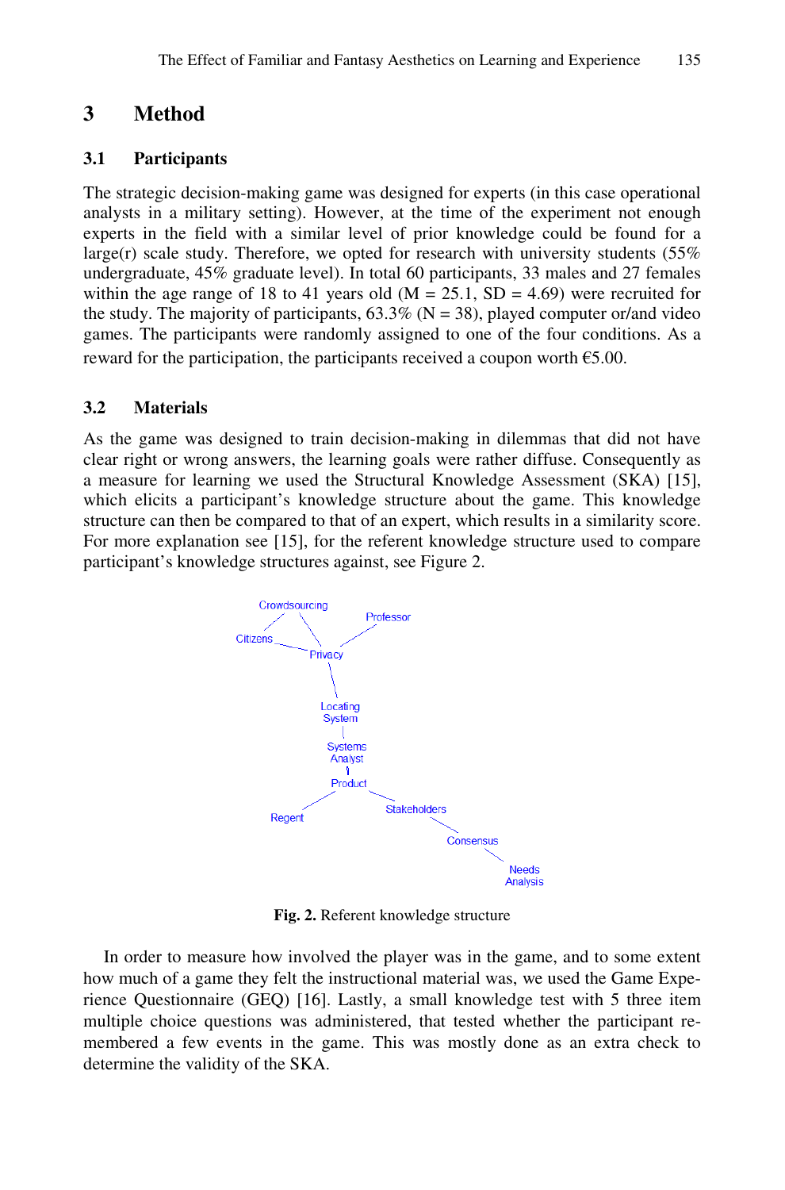## 3 Method

### 3.1 Participants

The strategic decision-making game was designed for experts (in this case operational analysts in a military setting). However, at the time of the experiment not enough experts in the field with a similar level of prior knowledge could be found for a large(r) scale study. Therefore, we opted for research with university students (55% undergraduate, 45% graduate level). In total 60 participants, 33 males and 27 females within the age range of 18 to 41 years old ($M = 25.1$, $SD = 4.69$) were recruited for the study. The majority of participants, 63.3% ($N = 38$), played computer or/and video games. The participants were randomly assigned to one of the four conditions. As a reward for the participation, the participants received a coupon worth €5.00.

### 3.2 Materials

As the game was designed to train decision-making in dilemmas that did not have clear right or wrong answers, the learning goals were rather diffuse. Consequently as a measure for learning we used the Structural Knowledge Assessment (SKA) [15], which elicits a participant's knowledge structure about the game. This knowledge structure can then be compared to that of an expert, which results in a similarity score. For more explanation see [15], for the referent knowledge structure used to compare participant's knowledge structures against, see Figure 2.

Crowdsourcing — Citizens, Crowdsourcing — Privacy, Citizens — Privacy, Professor — Privacy, Privacy — Locating System, Locating System — Systems Analyst, Systems Analyst — Product, Product — Regent, Product — Stakeholders, Stakeholders — Consensus, Consensus — Needs Analysis

**Fig. 2.** Referent knowledge structure

In order to measure how involved the player was in the game, and to some extent how much of a game they felt the instructional material was, we used the Game Experience Questionnaire (GEQ) [16]. Lastly, a small knowledge test with 5 three item multiple choice questions was administered, that tested whether the participant remembered a few events in the game. This was mostly done as an extra check to determine the validity of the SKA.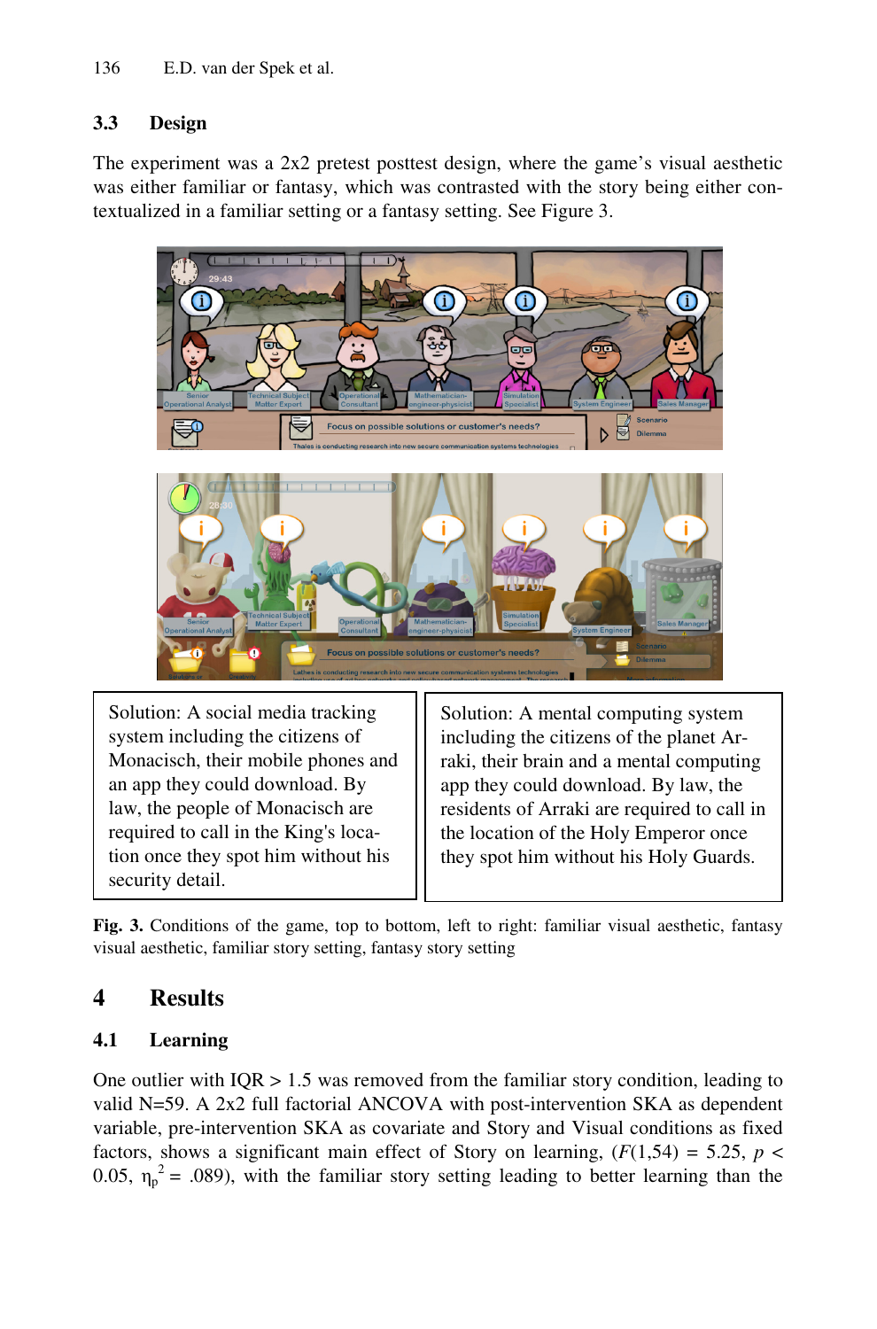### 3.3 Design

The experiment was a 2x2 pretest posttest design, where the game's visual aesthetic was either familiar or fantasy, which was contrasted with the story being either contextualized in a familiar setting or a fantasy setting. See Figure 3.

| Solution: A social media tracking system including the citizens of Monacisch, their mobile phones and an app they could download. By law, the people of Monacisch are required to call in the King's location once they spot him without his security detail. | Solution: A mental computing system including the citizens of the planet Arraki, their brain and a mental computing app they could download. By law, the residents of Arraki are required to call in the location of the Holy Emperor once they spot him without his Holy Guards. |
|---|---|

**Fig. 3.** Conditions of the game, top to bottom, left to right: familiar visual aesthetic, fantasy visual aesthetic, familiar story setting, fantasy story setting

## 4 Results

### 4.1 Learning

One outlier with IQR > 1.5 was removed from the familiar story condition, leading to valid N=59. A 2x2 full factorial ANCOVA with post-intervention SKA as dependent variable, pre-intervention SKA as covariate and Story and Visual conditions as fixed factors, shows a significant main effect of Story on learning, ($F(1,54) = 5.25$, $p < 0.05$, $\eta_p^2 = .089$), with the familiar story setting leading to better learning than the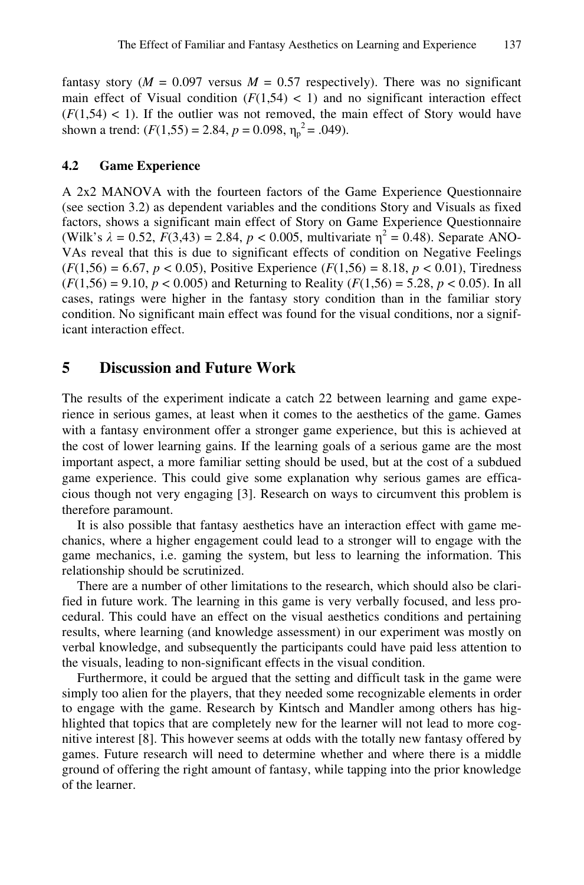fantasy story ($M$ = 0.097 versus $M$ = 0.57 respectively). There was no significant main effect of Visual condition ($F(1,54) < 1$) and no significant interaction effect ($F(1,54) < 1$). If the outlier was not removed, the main effect of Story would have shown a trend: ($F(1,55) = 2.84$, $p = 0.098$, $\eta_p^2 = .049$).

### 4.2 Game Experience

A 2x2 MANOVA with the fourteen factors of the Game Experience Questionnaire (see section 3.2) as dependent variables and the conditions Story and Visuals as fixed factors, shows a significant main effect of Story on Game Experience Questionnaire (Wilk's $\lambda = 0.52$, $F(3,43) = 2.84$, $p < 0.005$, multivariate $\eta^2 = 0.48$). Separate ANOVAs reveal that this is due to significant effects of condition on Negative Feelings ($F(1,56) = 6.67$, $p < 0.05$), Positive Experience ($F(1,56) = 8.18$, $p < 0.01$), Tiredness ($F(1,56) = 9.10$, $p < 0.005$) and Returning to Reality ($F(1,56) = 5.28$, $p < 0.05$). In all cases, ratings were higher in the fantasy story condition than in the familiar story condition. No significant main effect was found for the visual conditions, nor a significant interaction effect.

## 5 Discussion and Future Work

The results of the experiment indicate a catch 22 between learning and game experience in serious games, at least when it comes to the aesthetics of the game. Games with a fantasy environment offer a stronger game experience, but this is achieved at the cost of lower learning gains. If the learning goals of a serious game are the most important aspect, a more familiar setting should be used, but at the cost of a subdued game experience. This could give some explanation why serious games are efficacious though not very engaging [3]. Research on ways to circumvent this problem is therefore paramount.

It is also possible that fantasy aesthetics have an interaction effect with game mechanics, where a higher engagement could lead to a stronger will to engage with the game mechanics, i.e. gaming the system, but less to learning the information. This relationship should be scrutinized.

There are a number of other limitations to the research, which should also be clarified in future work. The learning in this game is very verbally focused, and less procedural. This could have an effect on the visual aesthetics conditions and pertaining results, where learning (and knowledge assessment) in our experiment was mostly on verbal knowledge, and subsequently the participants could have paid less attention to the visuals, leading to non-significant effects in the visual condition.

Furthermore, it could be argued that the setting and difficult task in the game were simply too alien for the players, that they needed some recognizable elements in order to engage with the game. Research by Kintsch and Mandler among others has highlighted that topics that are completely new for the learner will not lead to more cognitive interest [8]. This however seems at odds with the totally new fantasy offered by games. Future research will need to determine whether and where there is a middle ground of offering the right amount of fantasy, while tapping into the prior knowledge of the learner.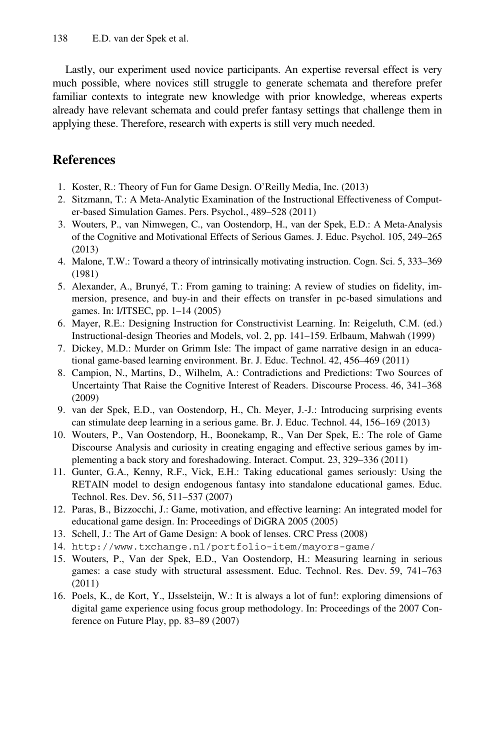Lastly, our experiment used novice participants. An expertise reversal effect is very much possible, where novices still struggle to generate schemata and therefore prefer familiar contexts to integrate new knowledge with prior knowledge, whereas experts already have relevant schemata and could prefer fantasy settings that challenge them in applying these. Therefore, research with experts is still very much needed.

## References

1. Koster, R.: Theory of Fun for Game Design. O'Reilly Media, Inc. (2013)
2. Sitzmann, T.: A Meta-Analytic Examination of the Instructional Effectiveness of Computer-based Simulation Games. Pers. Psychol., 489–528 (2011)
3. Wouters, P., van Nimwegen, C., van Oostendorp, H., van der Spek, E.D.: A Meta-Analysis of the Cognitive and Motivational Effects of Serious Games. J. Educ. Psychol. 105, 249–265 (2013)
4. Malone, T.W.: Toward a theory of intrinsically motivating instruction. Cogn. Sci. 5, 333–369 (1981)
5. Alexander, A., Brunyé, T.: From gaming to training: A review of studies on fidelity, immersion, presence, and buy-in and their effects on transfer in pc-based simulations and games. In: I/ITSEC, pp. 1–14 (2005)
6. Mayer, R.E.: Designing Instruction for Constructivist Learning. In: Reigeluth, C.M. (ed.) Instructional-design Theories and Models, vol. 2, pp. 141–159. Erlbaum, Mahwah (1999)
7. Dickey, M.D.: Murder on Grimm Isle: The impact of game narrative design in an educational game-based learning environment. Br. J. Educ. Technol. 42, 456–469 (2011)
8. Campion, N., Martins, D., Wilhelm, A.: Contradictions and Predictions: Two Sources of Uncertainty That Raise the Cognitive Interest of Readers. Discourse Process. 46, 341–368 (2009)
9. van der Spek, E.D., van Oostendorp, H., Ch. Meyer, J.-J.: Introducing surprising events can stimulate deep learning in a serious game. Br. J. Educ. Technol. 44, 156–169 (2013)
10. Wouters, P., Van Oostendorp, H., Boonekamp, R., Van Der Spek, E.: The role of Game Discourse Analysis and curiosity in creating engaging and effective serious games by implementing a back story and foreshadowing. Interact. Comput. 23, 329–336 (2011)
11. Gunter, G.A., Kenny, R.F., Vick, E.H.: Taking educational games seriously: Using the RETAIN model to design endogenous fantasy into standalone educational games. Educ. Technol. Res. Dev. 56, 511–537 (2007)
12. Paras, B., Bizzocchi, J.: Game, motivation, and effective learning: An integrated model for educational game design. In: Proceedings of DiGRA 2005 (2005)
13. Schell, J.: The Art of Game Design: A book of lenses. CRC Press (2008)
14. http://www.txchange.nl/portfolio-item/mayors-game/
15. Wouters, P., Van der Spek, E.D., Van Oostendorp, H.: Measuring learning in serious games: a case study with structural assessment. Educ. Technol. Res. Dev. 59, 741–763 (2011)
16. Poels, K., de Kort, Y., IJsselsteijn, W.: It is always a lot of fun!: exploring dimensions of digital game experience using focus group methodology. In: Proceedings of the 2007 Conference on Future Play, pp. 83–89 (2007)